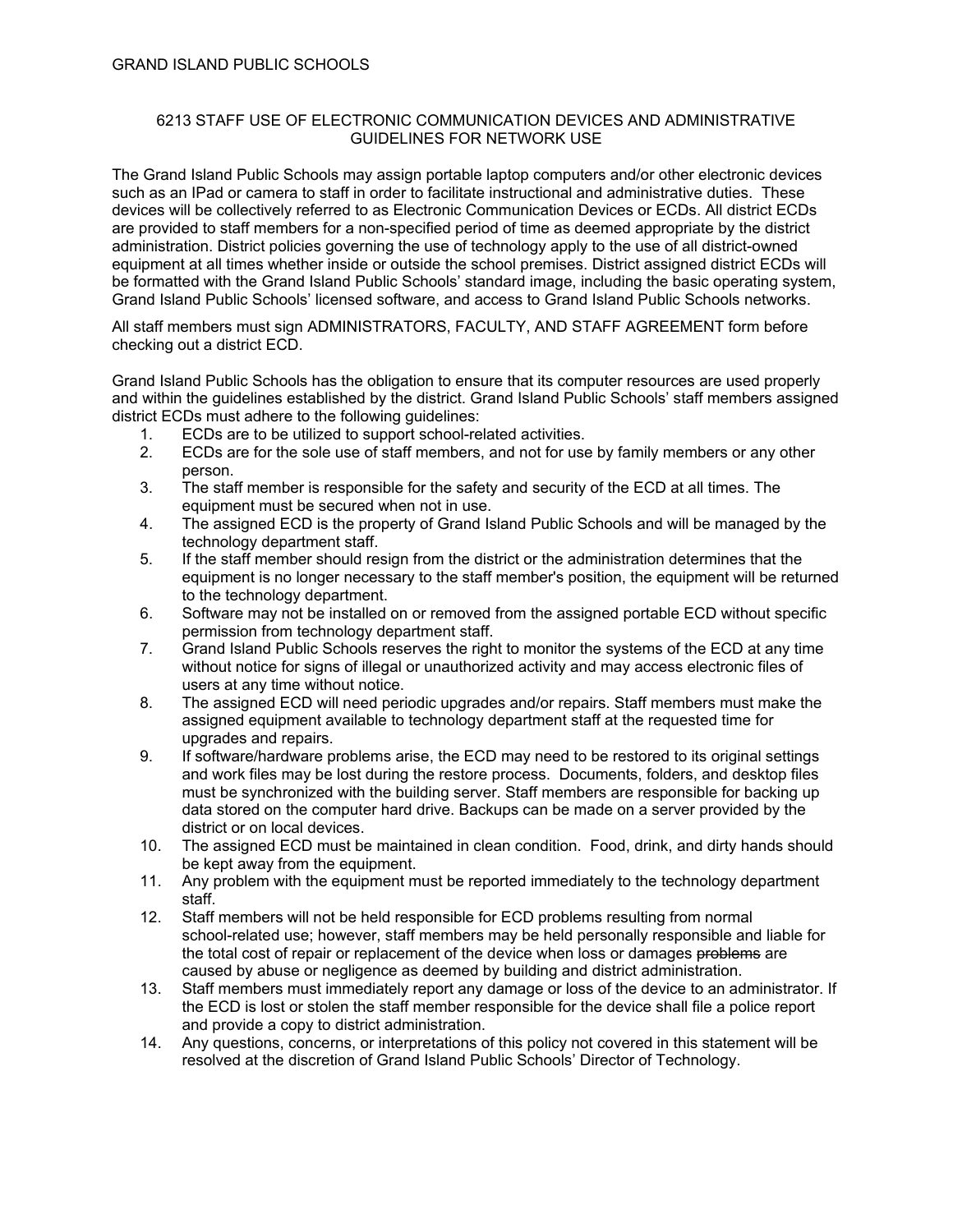GRAND ISLAND PUBLIC SCHOOLS

## 6213 STAFF USE OF ELECTRONIC COMMUNICATION DEVICES AND ADMINISTRATIVE GUIDELINES FOR NETWORK USE

The Grand Island Public Schools may assign portable laptop computers and/or other electronic devices such as an IPad or camera to staff in order to facilitate instructional and administrative duties. These devices will be collectively referred to as Electronic Communication Devices or ECDs. All district ECDs are provided to staff members for a non-specified period of time as deemed appropriate by the district administration. District policies governing the use of technology apply to the use of all district-owned equipment at all times whether inside or outside the school premises. District assigned district ECDs will be formatted with the Grand Island Public Schools' standard image, including the basic operating system, Grand Island Public Schools' licensed software, and access to Grand Island Public Schools networks.

All staff members must sign ADMINISTRATORS, FACULTY, AND STAFF AGREEMENT form before checking out a district ECD.

Grand Island Public Schools has the obligation to ensure that its computer resources are used properly and within the guidelines established by the district. Grand Island Public Schools' staff members assigned district ECDs must adhere to the following guidelines:

1. ECDs are to be utilized to support school-related activities.
2. ECDs are for the sole use of staff members, and not for use by family members or any other person.
3. The staff member is responsible for the safety and security of the ECD at all times. The equipment must be secured when not in use.
4. The assigned ECD is the property of Grand Island Public Schools and will be managed by the technology department staff.
5. If the staff member should resign from the district or the administration determines that the equipment is no longer necessary to the staff member's position, the equipment will be returned to the technology department.
6. Software may not be installed on or removed from the assigned portable ECD without specific permission from technology department staff.
7. Grand Island Public Schools reserves the right to monitor the systems of the ECD at any time without notice for signs of illegal or unauthorized activity and may access electronic files of users at any time without notice.
8. The assigned ECD will need periodic upgrades and/or repairs. Staff members must make the assigned equipment available to technology department staff at the requested time for upgrades and repairs.
9. If software/hardware problems arise, the ECD may need to be restored to its original settings and work files may be lost during the restore process. Documents, folders, and desktop files must be synchronized with the building server. Staff members are responsible for backing up data stored on the computer hard drive. Backups can be made on a server provided by the district or on local devices.
10. The assigned ECD must be maintained in clean condition. Food, drink, and dirty hands should be kept away from the equipment.
11. Any problem with the equipment must be reported immediately to the technology department staff.
12. Staff members will not be held responsible for ECD problems resulting from normal school-related use; however, staff members may be held personally responsible and liable for the total cost of repair or replacement of the device when loss or damages ~~problems~~ are caused by abuse or negligence as deemed by building and district administration.
13. Staff members must immediately report any damage or loss of the device to an administrator. If the ECD is lost or stolen the staff member responsible for the device shall file a police report and provide a copy to district administration.
14. Any questions, concerns, or interpretations of this policy not covered in this statement will be resolved at the discretion of Grand Island Public Schools' Director of Technology.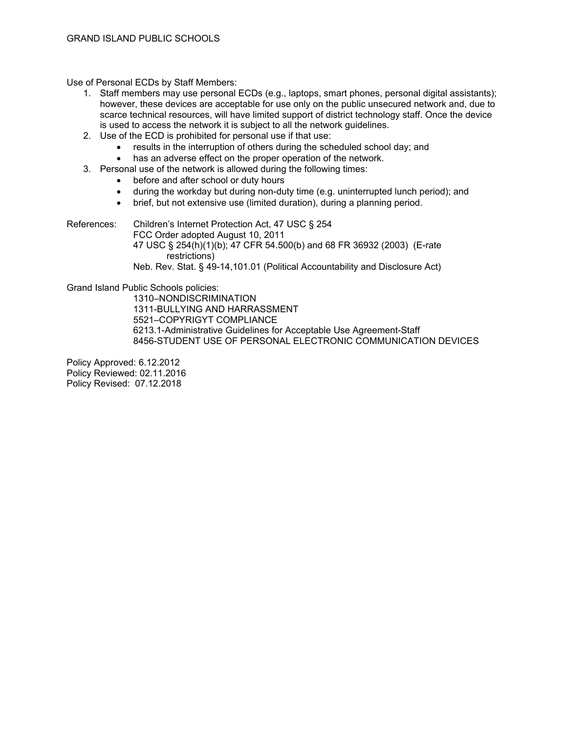Use of Personal ECDs by Staff Members:

1. Staff members may use personal ECDs (e.g., laptops, smart phones, personal digital assistants); however, these devices are acceptable for use only on the public unsecured network and, due to scarce technical resources, will have limited support of district technology staff. Once the device is used to access the network it is subject to all the network guidelines.
2. Use of the ECD is prohibited for personal use if that use:
   - results in the interruption of others during the scheduled school day; and
   - has an adverse effect on the proper operation of the network.
3. Personal use of the network is allowed during the following times:
   - before and after school or duty hours
   - during the workday but during non-duty time (e.g. uninterrupted lunch period); and
   - brief, but not extensive use (limited duration), during a planning period.

References: Children's Internet Protection Act, 47 USC § 254
FCC Order adopted August 10, 2011
47 USC § 254(h)(1)(b); 47 CFR 54.500(b) and 68 FR 36932 (2003) (E-rate restrictions)
Neb. Rev. Stat. § 49-14,101.01 (Political Accountability and Disclosure Act)

Grand Island Public Schools policies:
1310–NONDISCRIMINATION
1311-BULLYING AND HARRASSMENT
5521–COPYRIGYT COMPLIANCE
6213.1-Administrative Guidelines for Acceptable Use Agreement-Staff
8456-STUDENT USE OF PERSONAL ELECTRONIC COMMUNICATION DEVICES

Policy Approved: 6.12.2012
Policy Reviewed: 02.11.2016
Policy Revised: 07.12.2018